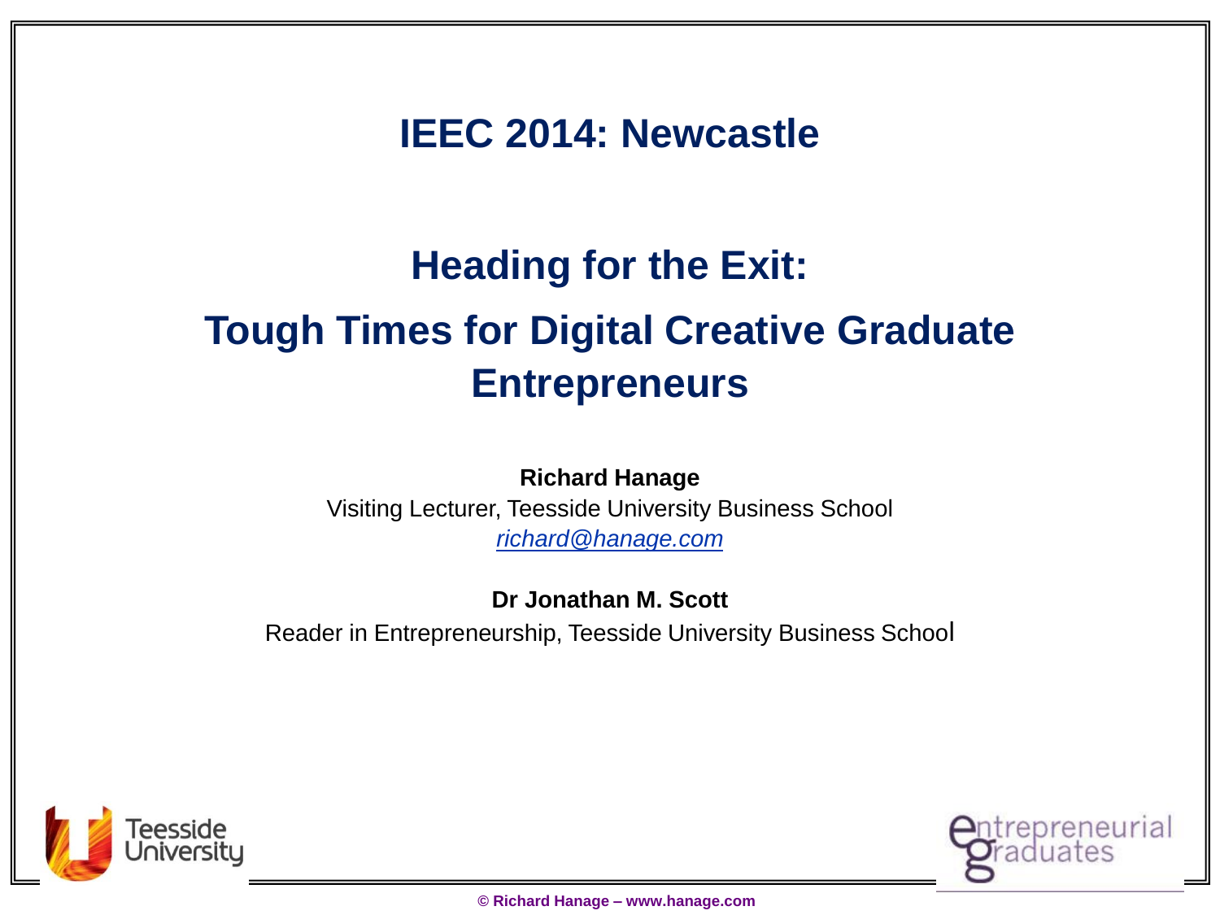# IEEC 2014: Newcastle

## Heading for the Exit:

## Tough Times for Digital Creative Graduate Entrepreneurs

**Richard Hanage**
Visiting Lecturer, Teesside University Business School
*richard@hanage.com*

**Dr Jonathan M. Scott**
Reader in Entrepreneurship, Teesside University Business School

Teesside University

entrepreneurial graduates

© Richard Hanage – www.hanage.com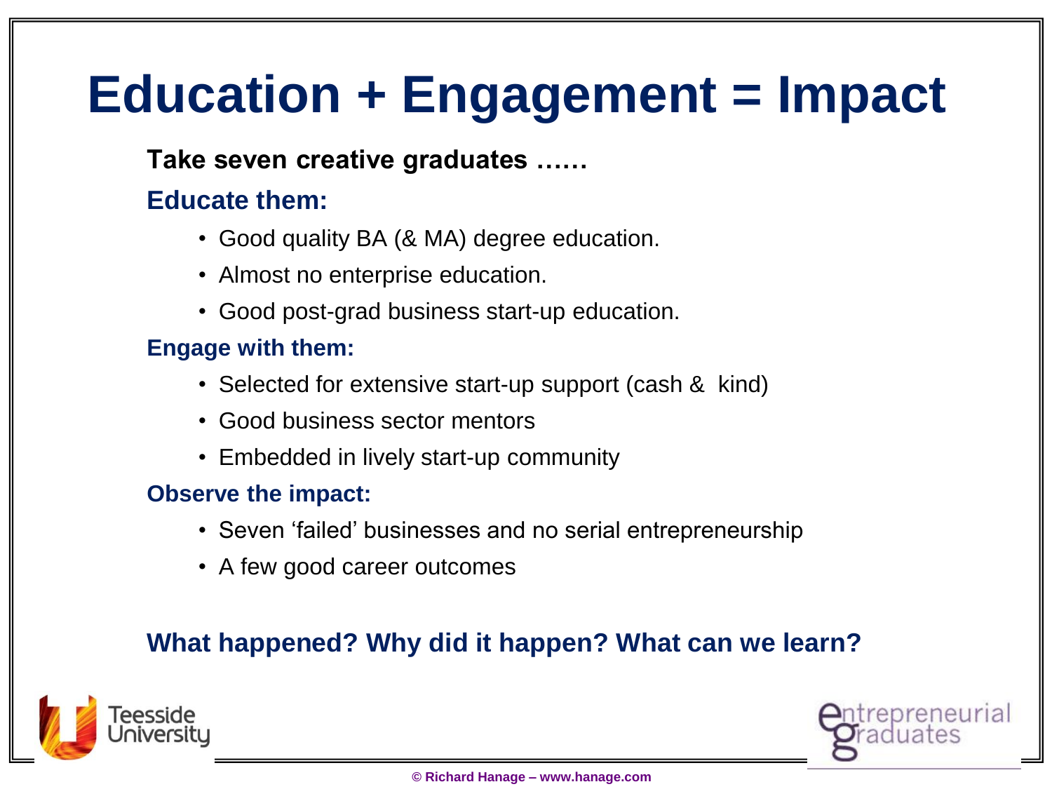# Education + Engagement = Impact

**Take seven creative graduates ……**

**Educate them:**

- Good quality BA (& MA) degree education.
- Almost no enterprise education.
- Good post-grad business start-up education.

**Engage with them:**

- Selected for extensive start-up support (cash & kind)
- Good business sector mentors
- Embedded in lively start-up community

**Observe the impact:**

- Seven 'failed' businesses and no serial entrepreneurship
- A few good career outcomes

**What happened? Why did it happen? What can we learn?**

Teesside University

entrepreneurial graduates

© Richard Hanage – www.hanage.com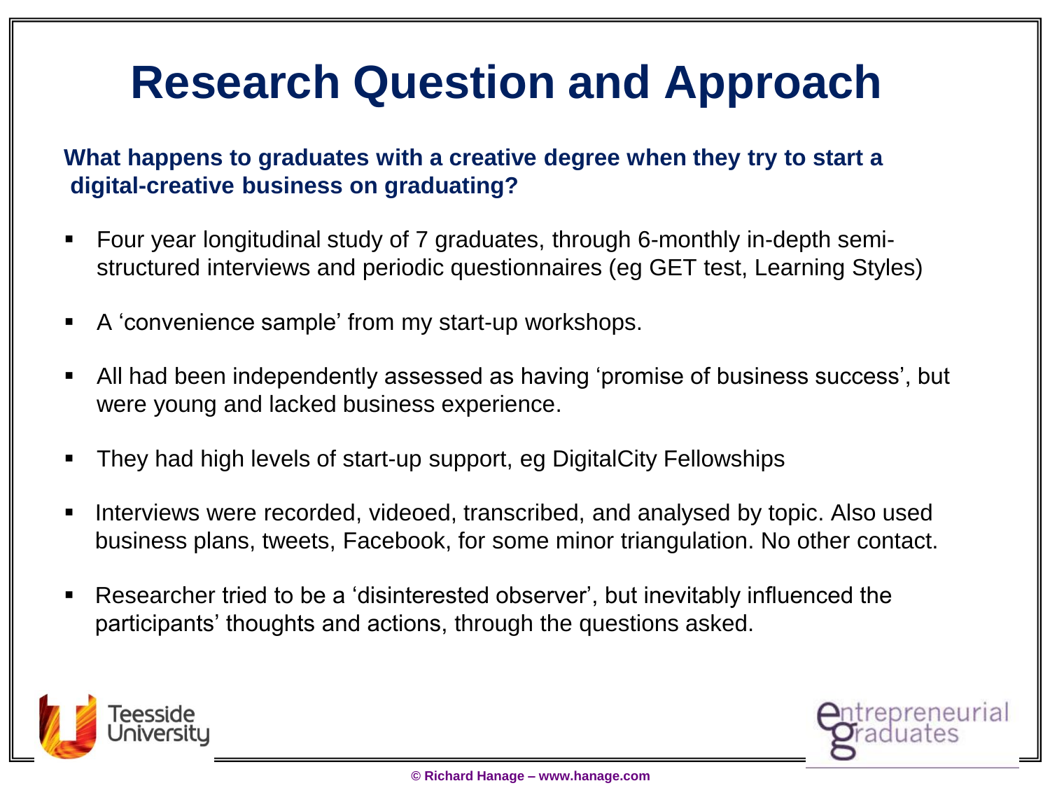# Research Question and Approach

**What happens to graduates with a creative degree when they try to start a digital-creative business on graduating?**

- Four year longitudinal study of 7 graduates, through 6-monthly in-depth semi-structured interviews and periodic questionnaires (eg GET test, Learning Styles)
- A ‘convenience sample’ from my start-up workshops.
- All had been independently assessed as having ‘promise of business success’, but were young and lacked business experience.
- They had high levels of start-up support, eg DigitalCity Fellowships
- Interviews were recorded, videoed, transcribed, and analysed by topic. Also used business plans, tweets, Facebook, for some minor triangulation. No other contact.
- Researcher tried to be a ‘disinterested observer’, but inevitably influenced the participants’ thoughts and actions, through the questions asked.

Teesside University

entrepreneurial graduates

© Richard Hanage – www.hanage.com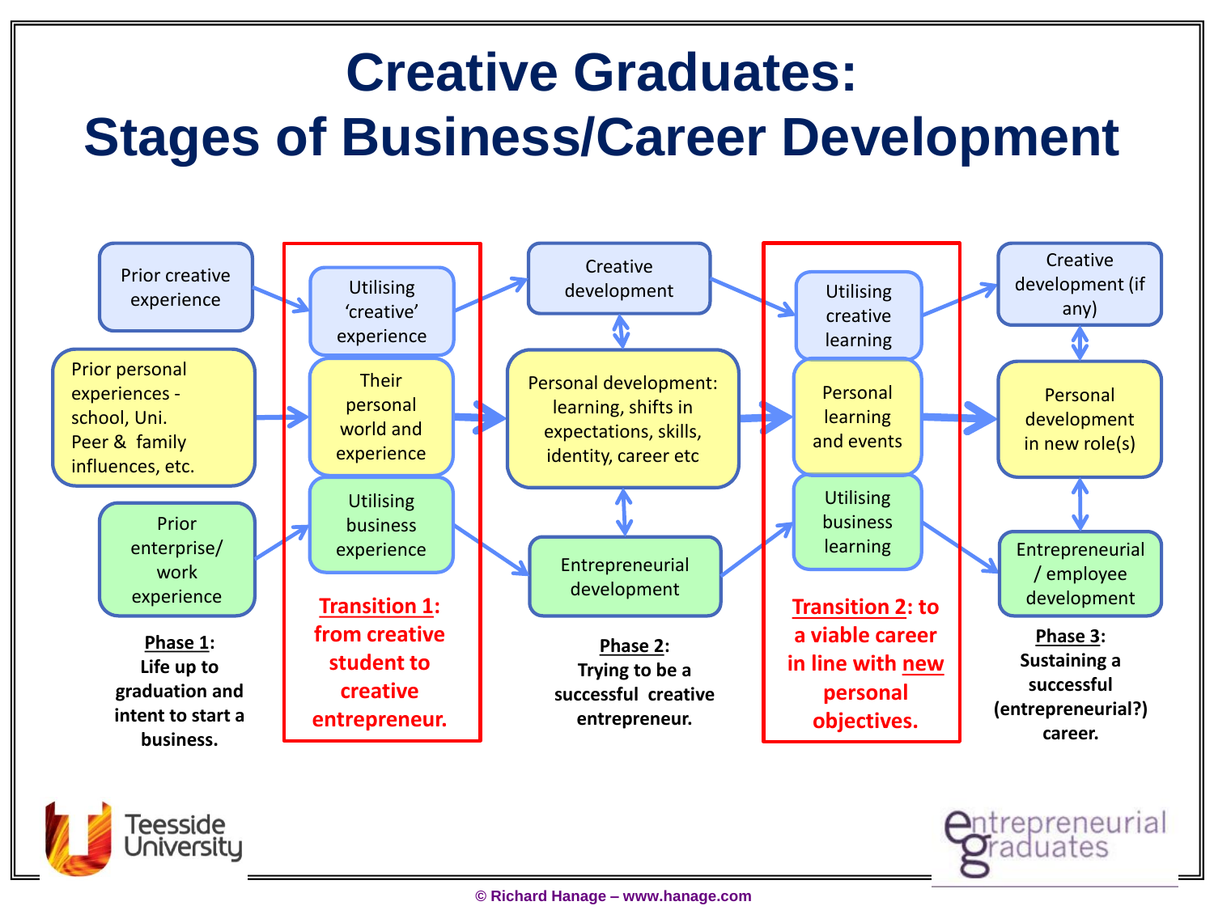# Creative Graduates: Stages of Business/Career Development

| Phase 1 | Transition 1 | Phase 2 | Transition 2 | Phase 3 |
| --- | --- | --- | --- | --- |
| Prior creative experience | Utilising 'creative' experience | Creative development | Utilising creative learning | Creative development (if any) |
| Prior personal experiences - school, Uni. Peer & family influences, etc. | Their personal world and experience | Personal development: learning, shifts in expectations, skills, identity, career etc | Personal learning and events | Personal development in new role(s) |
| Prior enterprise/ work experience | Utilising business experience | Entrepreneurial development | Utilising business learning | Entrepreneurial / employee development |
| **Phase 1**: Life up to graduation and intent to start a business. | **Transition 1**: from creative student to creative entrepreneur. | **Phase 2**: Trying to be a successful creative entrepreneur. | **Transition 2**: to a viable career in line with new personal objectives. | **Phase 3**: Sustaining a successful (entrepreneurial?) career. |

Teesside University

entrepreneurial graduates

© Richard Hanage – www.hanage.com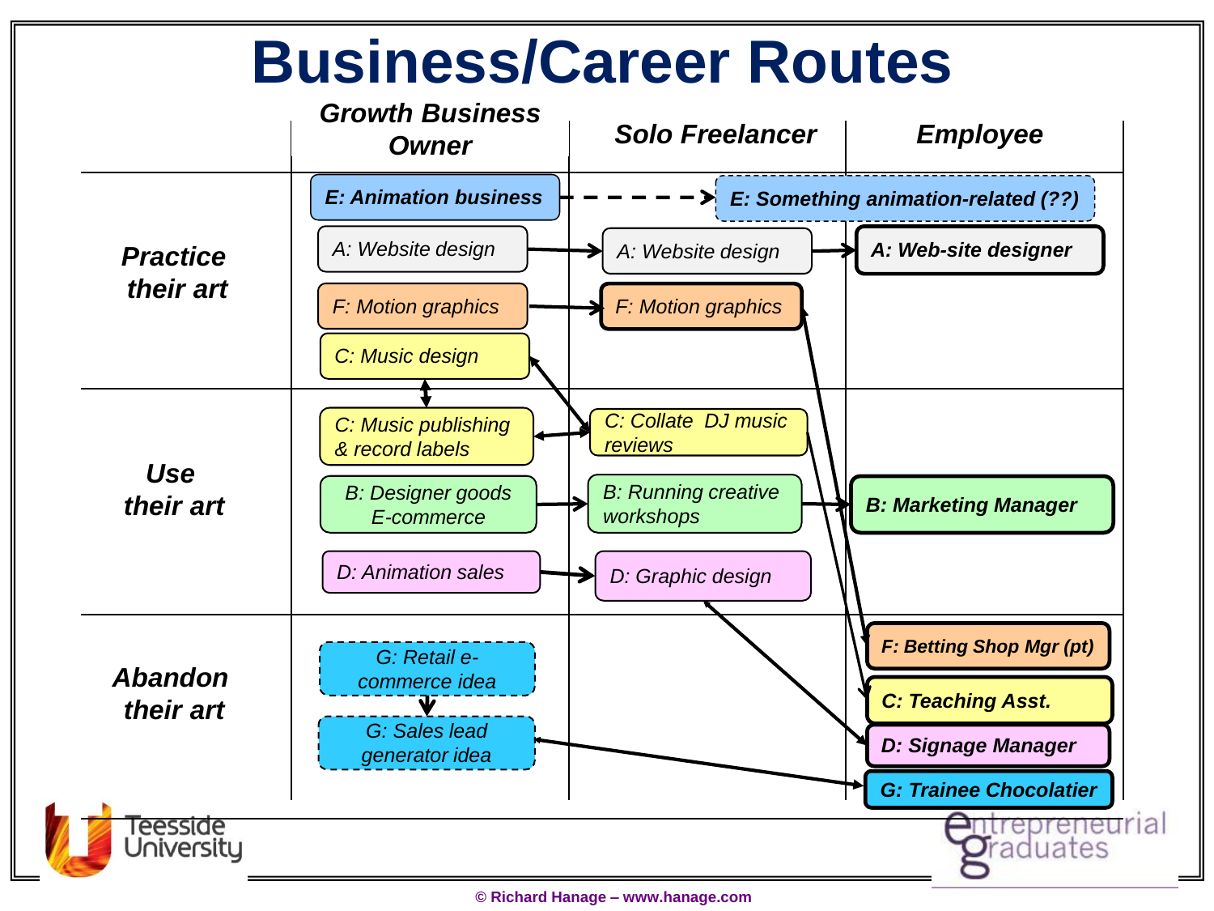# Business/Career Routes

| | Growth Business Owner | Solo Freelancer | Employee |
|---|---|---|---|
| **Practice their art** | E: Animation business | | E: Something animation-related (??) |
| | A: Website design | A: Website design | A: Web-site designer |
| | F: Motion graphics | F: Motion graphics | |
| | C: Music design | | |
| **Use their art** | C: Music publishing & record labels | C: Collate DJ music reviews | |
| | B: Designer goods E-commerce | B: Running creative workshops | B: Marketing Manager |
| | D: Animation sales | D: Graphic design | |
| **Abandon their art** | G: Retail e-commerce idea | | F: Betting Shop Mgr (pt) |
| | G: Sales lead generator idea | | C: Teaching Asst. |
| | | | D: Signage Manager |
| | | | G: Trainee Chocolatier |

Teesside University

entrepreneurial graduates

© Richard Hanage – www.hanage.com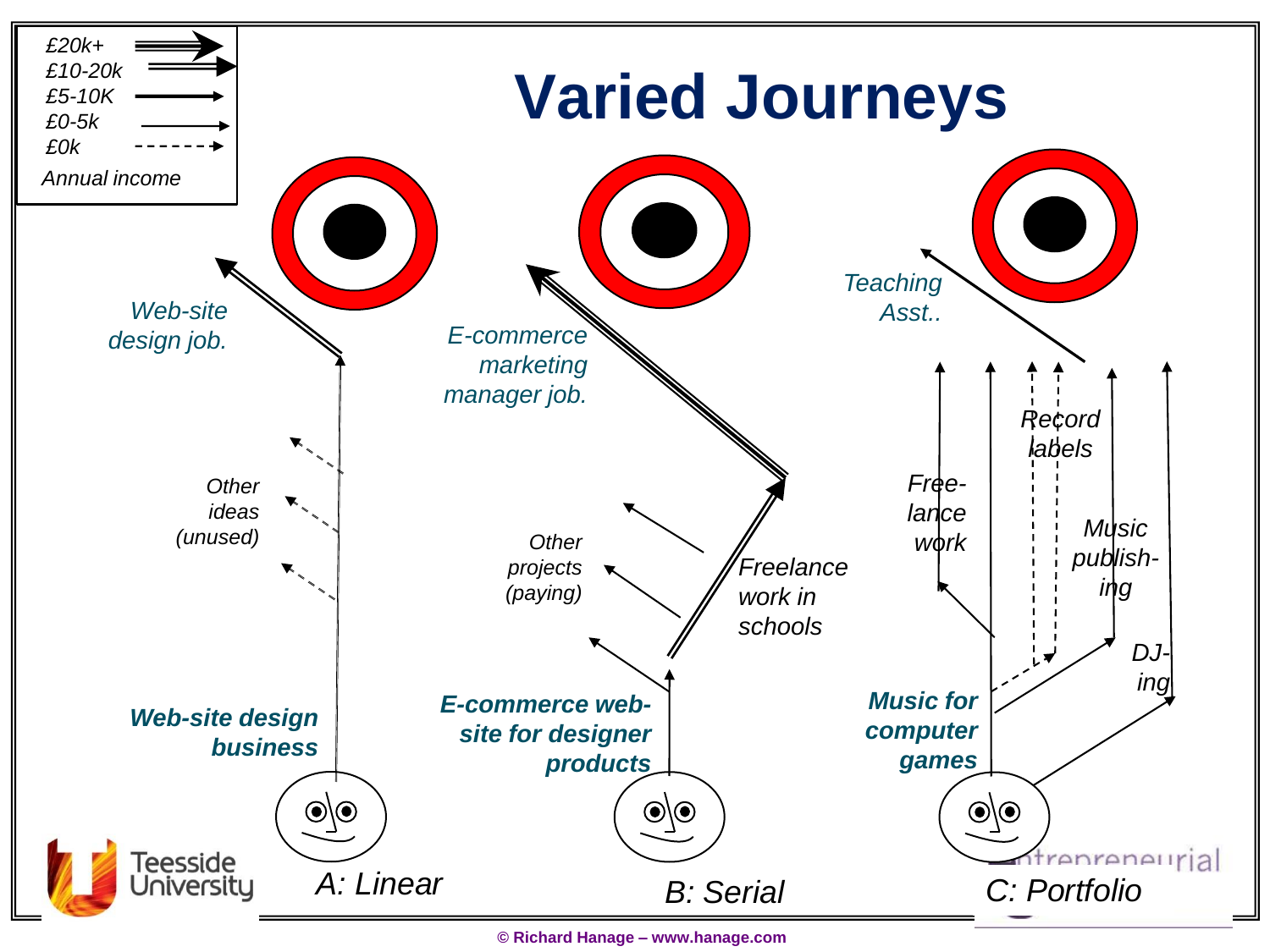# Varied Journeys

| Annual income | |
|---|---|
| £20k+ | (triple arrow) |
| £10-20k | (double arrow) |
| £5-10K | (thick arrow) |
| £0-5k | (thin arrow) |
| £0k | (dashed arrow) |

**A: Linear**

- ***Web-site design business***
- *Other ideas (unused)*
- *Web-site design job.*

**B: Serial**

- ***E-commerce web-site for designer products***
- *Other projects (paying)*
- *Freelance work in schools*
- *E-commerce marketing manager job.*

**C: Portfolio**

- ***Music for computer games***
- *Free-lance work*
- *Record labels*
- *Music publish-ing*
- *DJ-ing*
- *Teaching Asst..*

Teesside University

Entrepreneurial

© Richard Hanage – www.hanage.com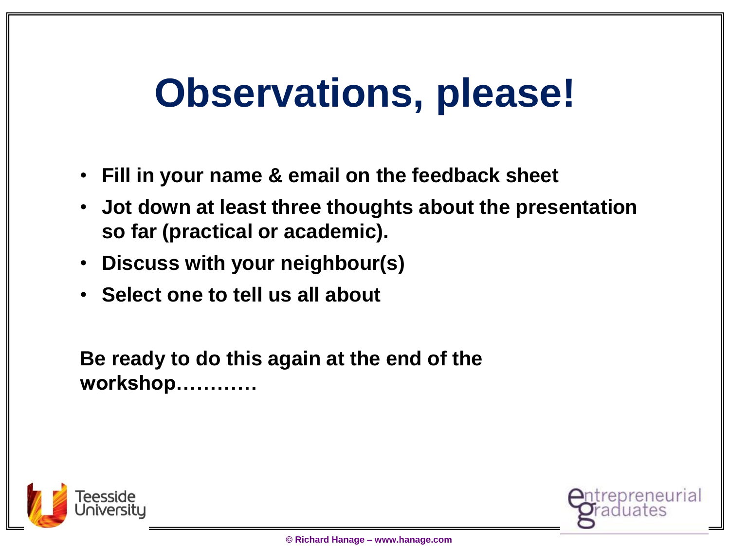# Observations, please!

- **Fill in your name & email on the feedback sheet**
- **Jot down at least three thoughts about the presentation so far (practical or academic).**
- **Discuss with your neighbour(s)**
- **Select one to tell us all about**

**Be ready to do this again at the end of the workshop…………**

Teesside University

entrepreneurial graduates

© Richard Hanage – www.hanage.com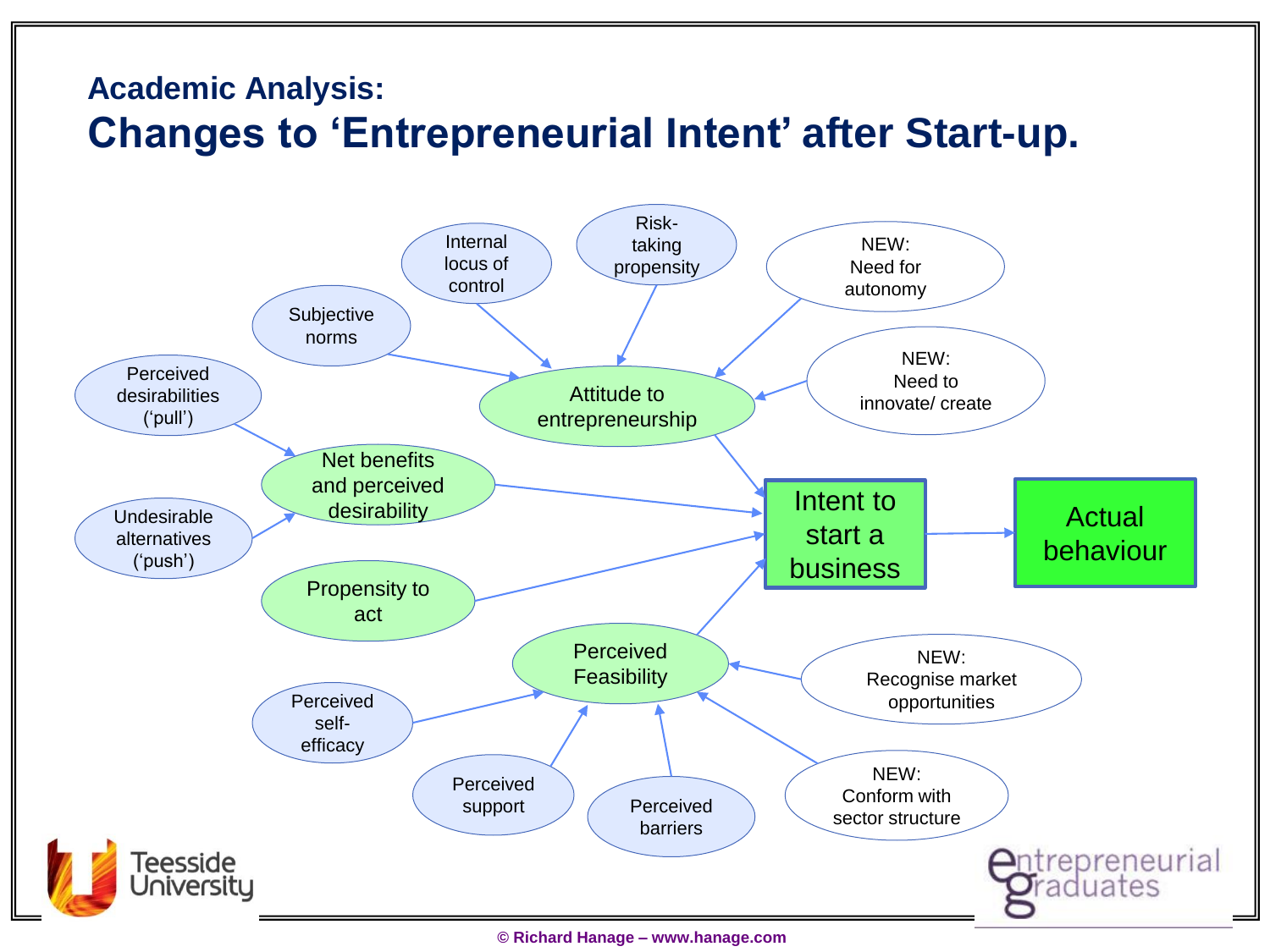## Academic Analysis:

# Changes to 'Entrepreneurial Intent' after Start-up.

- Subjective norms
- Internal locus of control
- Risk-taking propensity
- NEW: Need for autonomy
- NEW: Need to innovate/ create

→ Attitude to entrepreneurship

- Perceived desirabilities ('pull')
- Undesirable alternatives ('push')

→ Net benefits and perceived desirability

Propensity to act

- Perceived self-efficacy
- Perceived support
- Perceived barriers
- NEW: Recognise market opportunities
- NEW: Conform with sector structure

→ Perceived Feasibility

Attitude to entrepreneurship, Net benefits and perceived desirability, Propensity to act, Perceived Feasibility → Intent to start a business → Actual behaviour

Teesside University

entrepreneurial graduates

© Richard Hanage – www.hanage.com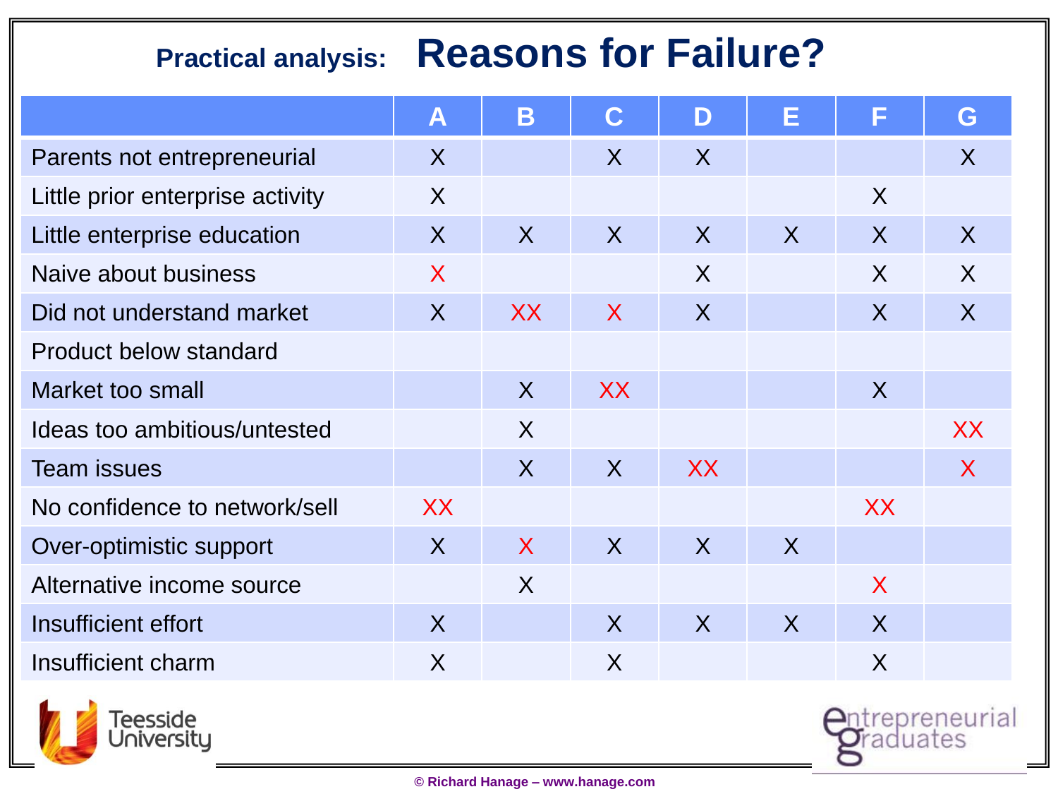## Practical analysis: Reasons for Failure?

| | A | B | C | D | E | F | G |
|---|---|---|---|---|---|---|---|
| Parents not entrepreneurial | X | | X | X | | | X |
| Little prior enterprise activity | X | | | | | X | |
| Little enterprise education | X | X | X | X | X | X | X |
| Naive about business | X | | | X | | X | X |
| Did not understand market | X | XX | X | X | | X | X |
| Product below standard | | | | | | | |
| Market too small | | X | XX | | | X | |
| Ideas too ambitious/untested | | X | | | | | XX |
| Team issues | | X | X | XX | | | X |
| No confidence to network/sell | XX | | | | | XX | |
| Over-optimistic support | X | X | X | X | X | | |
| Alternative income source | | X | | | | X | |
| Insufficient effort | X | | X | X | X | X | |
| Insufficient charm | X | | X | | | X | |

Teesside University

entrepreneurial graduates

© Richard Hanage – www.hanage.com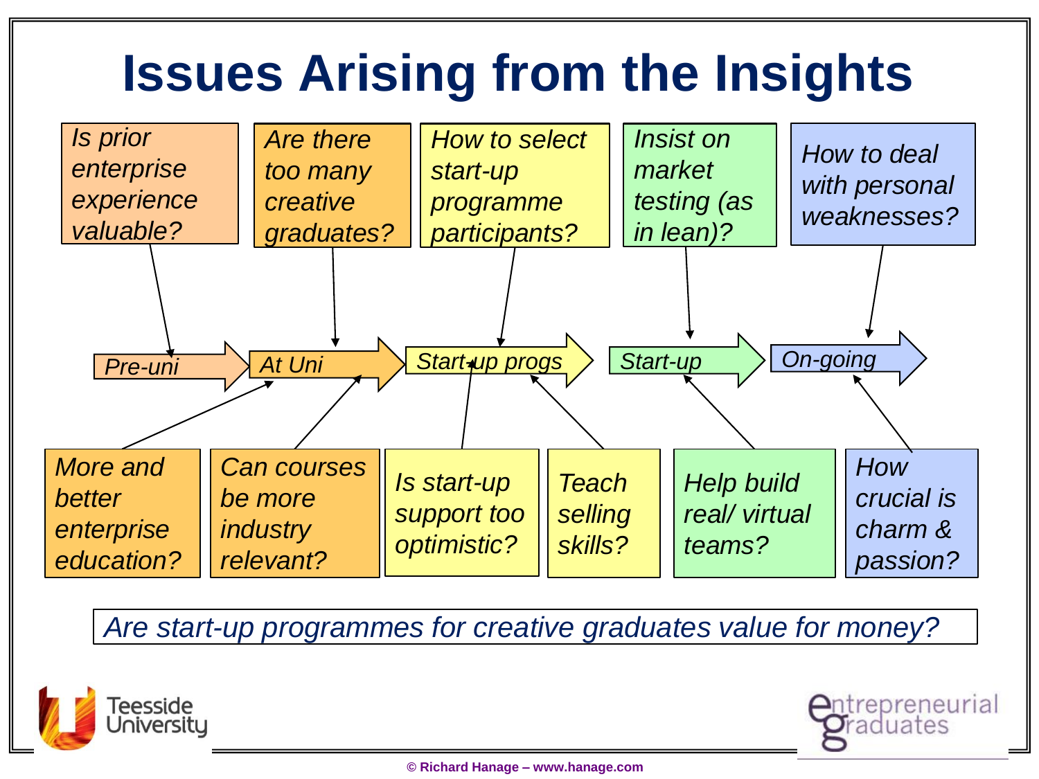# Issues Arising from the Insights

**Pre-uni**
- *Is prior enterprise experience valuable?*
- *More and better enterprise education?*

**At Uni**
- *Are there too many creative graduates?*
- *Can courses be more industry relevant?*

**Start-up progs**
- *How to select start-up programme participants?*
- *Is start-up support too optimistic?*
- *Teach selling skills?*

**Start-up**
- *Insist on market testing (as in lean)?*
- *Help build real/ virtual teams?*

**On-going**
- *How to deal with personal weaknesses?*
- *How crucial is charm & passion?*

*Are start-up programmes for creative graduates value for money?*

Teesside University

entrepreneurial graduates

© Richard Hanage – www.hanage.com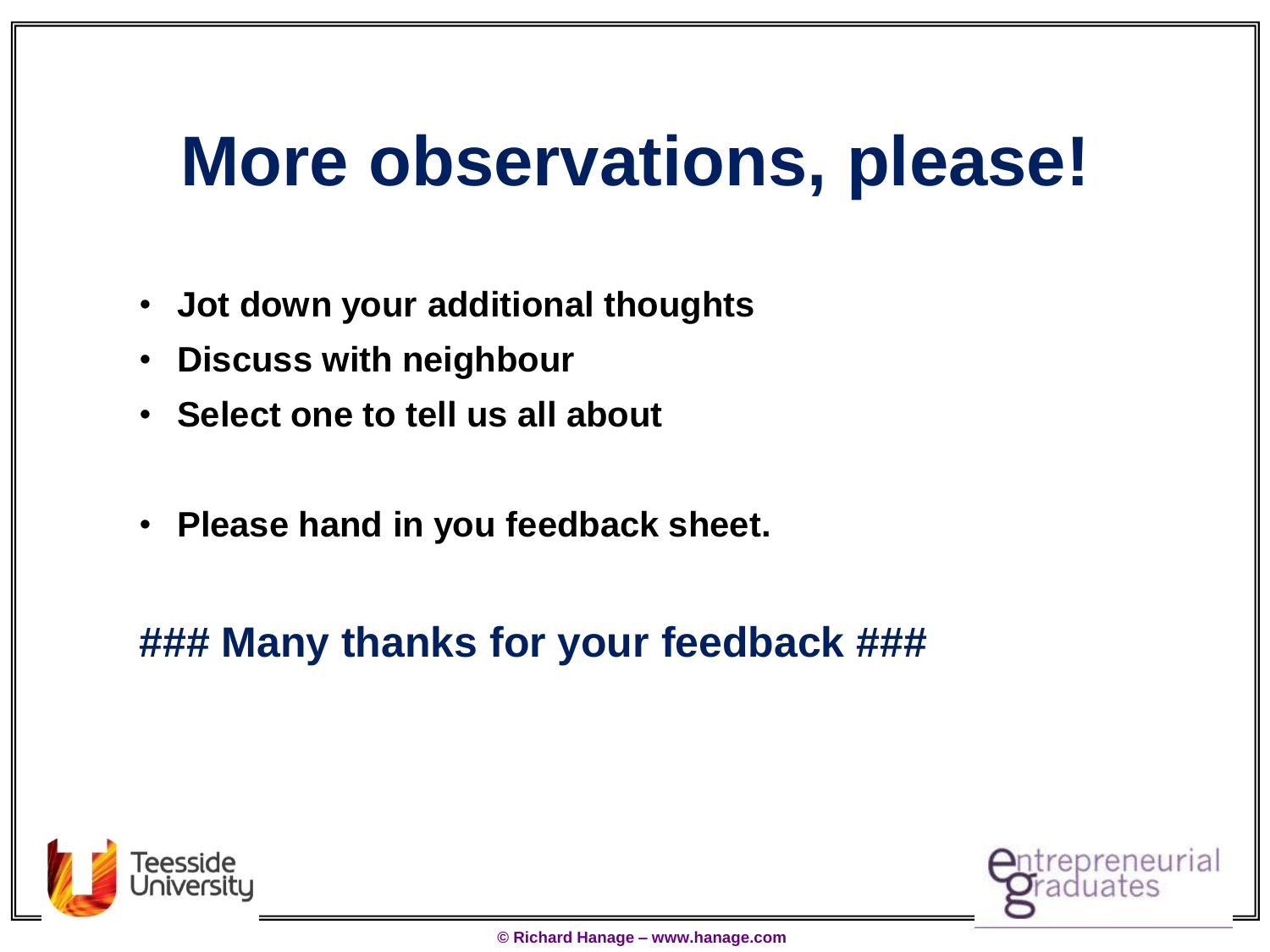# More observations, please!

- **Jot down your additional thoughts**
- **Discuss with neighbour**
- **Select one to tell us all about**

- **Please hand in you feedback sheet.**

**### Many thanks for your feedback ###**

Teesside University

entrepreneurial graduates

© Richard Hanage – www.hanage.com